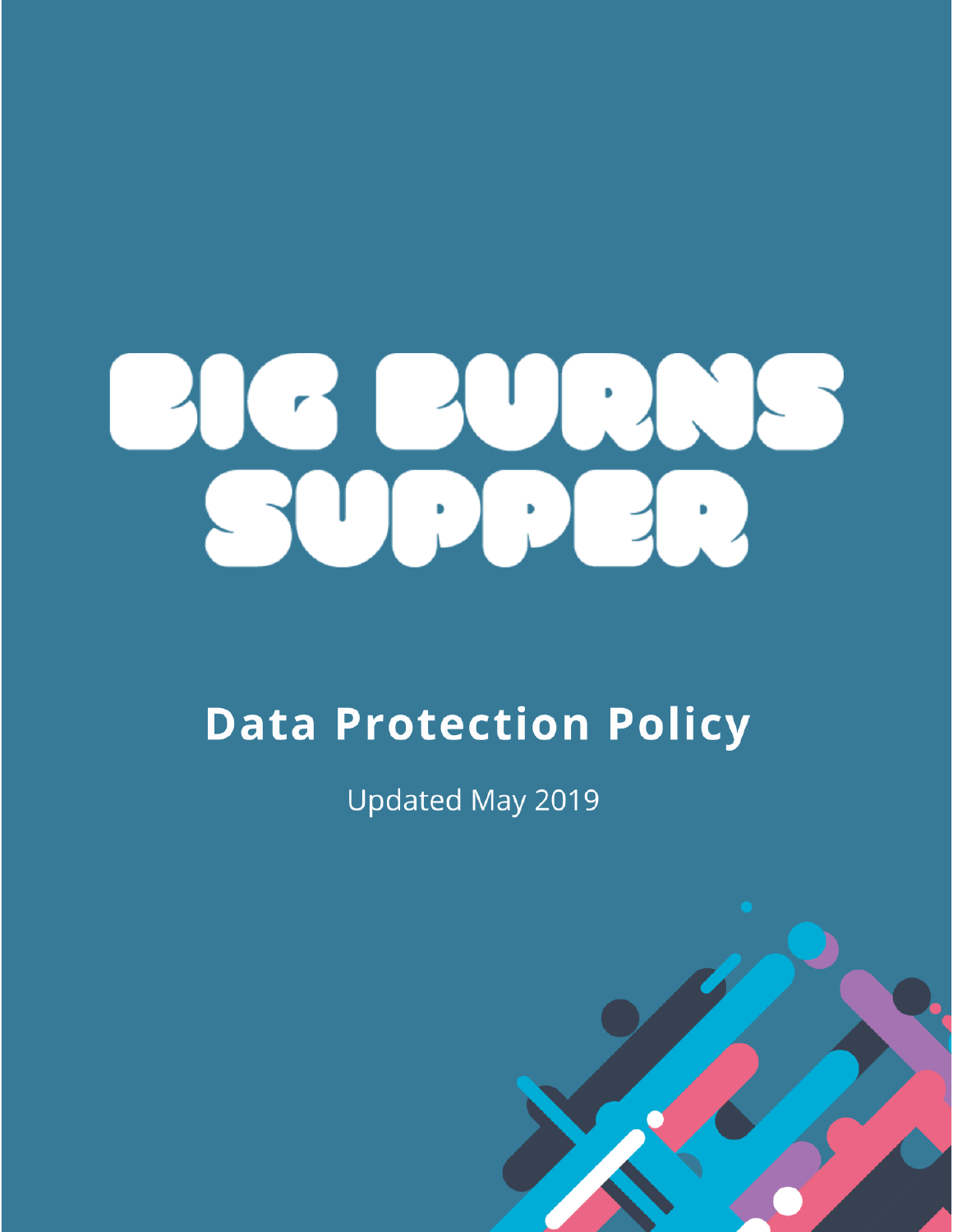# BIG BURNS SUPPER

## Data Protection Policy

Updated May 2019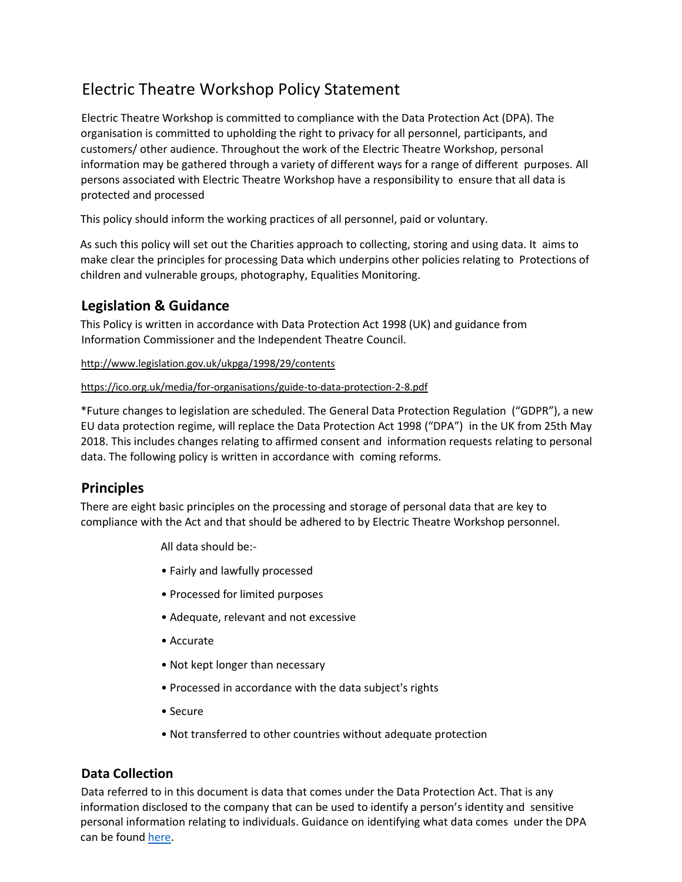# Electric Theatre Workshop Policy Statement

Electric Theatre Workshop is committed to compliance with the Data Protection Act (DPA). The organisation is committed to upholding the right to privacy for all personnel, participants, and customers/ other audience. Throughout the work of the Electric Theatre Workshop, personal information may be gathered through a variety of different ways for a range of different purposes. All persons associated with Electric Theatre Workshop have a responsibility to ensure that all data is protected and processed

This policy should inform the working practices of all personnel, paid or voluntary.

As such this policy will set out the Charities approach to collecting, storing and using data. It aims to make clear the principles for processing Data which underpins other policies relating to Protections of children and vulnerable groups, photography, Equalities Monitoring.

## Legislation & Guidance

This Policy is written in accordance with Data Protection Act 1998 (UK) and guidance from Information Commissioner and the Independent Theatre Council.

http://www.legislation.gov.uk/ukpga/1998/29/contents

https://ico.org.uk/media/for-organisations/guide-to-data-protection-2-8.pdf

*Future changes to legislation are scheduled. The General Data Protection Regulation ("GDPR"), a new EU data protection regime, will replace the Data Protection Act 1998 ("DPA") in the UK from 25th May 2018. This includes changes relating to affirmed consent and information requests relating to personal data. The following policy is written in accordance with coming reforms.

## Principles

There are eight basic principles on the processing and storage of personal data that are key to compliance with the Act and that should be adhered to by Electric Theatre Workshop personnel.

All data should be:-

- Fairly and lawfully processed
- Processed for limited purposes
- Adequate, relevant and not excessive
- Accurate
- Not kept longer than necessary
- Processed in accordance with the data subject's rights
- Secure
- Not transferred to other countries without adequate protection

## Data Collection

Data referred to in this document is data that comes under the Data Protection Act. That is any information disclosed to the company that can be used to identify a person's identity and sensitive personal information relating to individuals. Guidance on identifying what data comes under the DPA can be found here.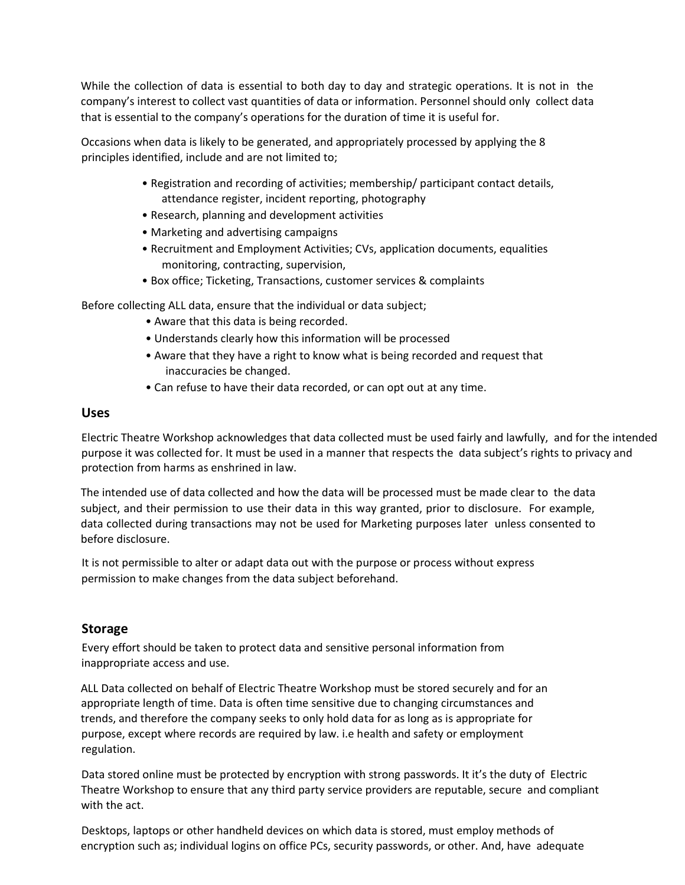While the collection of data is essential to both day to day and strategic operations. It is not in the company's interest to collect vast quantities of data or information. Personnel should only collect data that is essential to the company's operations for the duration of time it is useful for.

Occasions when data is likely to be generated, and appropriately processed by applying the 8 principles identified, include and are not limited to;

- Registration and recording of activities; membership/ participant contact details, attendance register, incident reporting, photography
- Research, planning and development activities
- Marketing and advertising campaigns
- Recruitment and Employment Activities; CVs, application documents, equalities monitoring, contracting, supervision,
- Box office; Ticketing, Transactions, customer services & complaints

Before collecting ALL data, ensure that the individual or data subject;

- Aware that this data is being recorded.
- Understands clearly how this information will be processed
- Aware that they have a right to know what is being recorded and request that inaccuracies be changed.
- Can refuse to have their data recorded, or can opt out at any time.

## Uses

Electric Theatre Workshop acknowledges that data collected must be used fairly and lawfully, and for the intended purpose it was collected for. It must be used in a manner that respects the data subject's rights to privacy and protection from harms as enshrined in law.

The intended use of data collected and how the data will be processed must be made clear to the data subject, and their permission to use their data in this way granted, prior to disclosure. For example, data collected during transactions may not be used for Marketing purposes later unless consented to before disclosure.

It is not permissible to alter or adapt data out with the purpose or process without express permission to make changes from the data subject beforehand.

## Storage

Every effort should be taken to protect data and sensitive personal information from inappropriate access and use.

ALL Data collected on behalf of Electric Theatre Workshop must be stored securely and for an appropriate length of time. Data is often time sensitive due to changing circumstances and trends, and therefore the company seeks to only hold data for as long as is appropriate for purpose, except where records are required by law. i.e health and safety or employment regulation.

Data stored online must be protected by encryption with strong passwords. It it's the duty of Electric Theatre Workshop to ensure that any third party service providers are reputable, secure and compliant with the act.

Desktops, laptops or other handheld devices on which data is stored, must employ methods of encryption such as; individual logins on office PCs, security passwords, or other. And, have adequate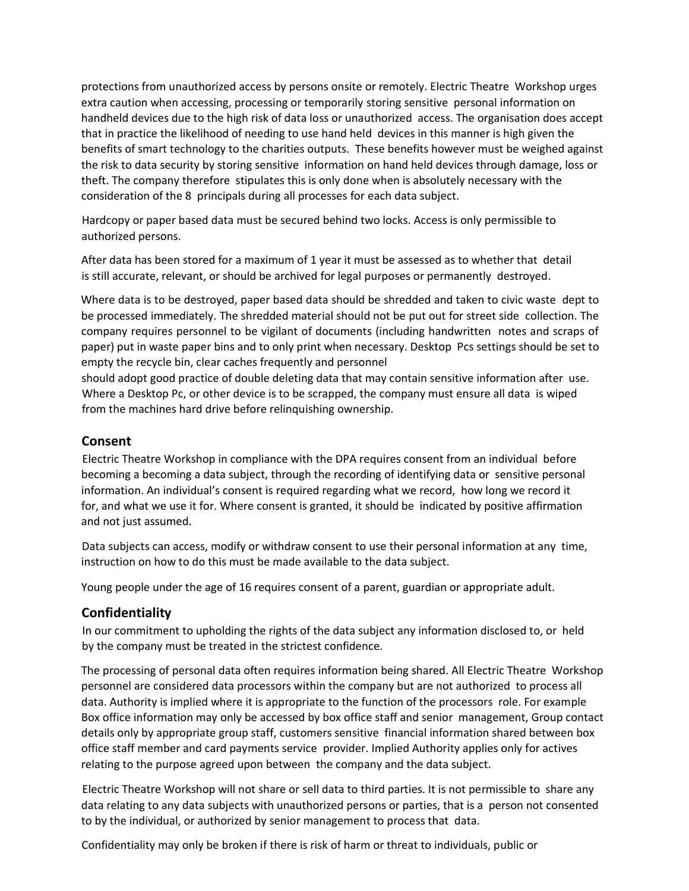protections from unauthorized access by persons onsite or remotely. Electric Theatre Workshop urges extra caution when accessing, processing or temporarily storing sensitive personal information on handheld devices due to the high risk of data loss or unauthorized access. The organisation does accept that in practice the likelihood of needing to use hand held devices in this manner is high given the benefits of smart technology to the charities outputs. These benefits however must be weighed against the risk to data security by storing sensitive information on hand held devices through damage, loss or theft. The company therefore stipulates this is only done when is absolutely necessary with the consideration of the 8 principals during all processes for each data subject.

Hardcopy or paper based data must be secured behind two locks. Access is only permissible to authorized persons.

After data has been stored for a maximum of 1 year it must be assessed as to whether that detail is still accurate, relevant, or should be archived for legal purposes or permanently destroyed.

Where data is to be destroyed, paper based data should be shredded and taken to civic waste dept to be processed immediately. The shredded material should not be put out for street side collection. The company requires personnel to be vigilant of documents (including handwritten notes and scraps of paper) put in waste paper bins and to only print when necessary. Desktop Pcs settings should be set to empty the recycle bin, clear caches frequently and personnel should adopt good practice of double deleting data that may contain sensitive information after use. Where a Desktop Pc, or other device is to be scrapped, the company must ensure all data is wiped from the machines hard drive before relinquishing ownership.

## Consent

Electric Theatre Workshop in compliance with the DPA requires consent from an individual before becoming a becoming a data subject, through the recording of identifying data or sensitive personal information. An individual's consent is required regarding what we record, how long we record it for, and what we use it for. Where consent is granted, it should be indicated by positive affirmation and not just assumed.

Data subjects can access, modify or withdraw consent to use their personal information at any time, instruction on how to do this must be made available to the data subject.

Young people under the age of 16 requires consent of a parent, guardian or appropriate adult.

## Confidentiality

In our commitment to upholding the rights of the data subject any information disclosed to, or held by the company must be treated in the strictest confidence.

The processing of personal data often requires information being shared. All Electric Theatre Workshop personnel are considered data processors within the company but are not authorized to process all data. Authority is implied where it is appropriate to the function of the processors role. For example Box office information may only be accessed by box office staff and senior management, Group contact details only by appropriate group staff, customers sensitive financial information shared between box office staff member and card payments service provider. Implied Authority applies only for actives relating to the purpose agreed upon between the company and the data subject.

Electric Theatre Workshop will not share or sell data to third parties. It is not permissible to share any data relating to any data subjects with unauthorized persons or parties, that is a person not consented to by the individual, or authorized by senior management to process that data.

Confidentiality may only be broken if there is risk of harm or threat to individuals, public or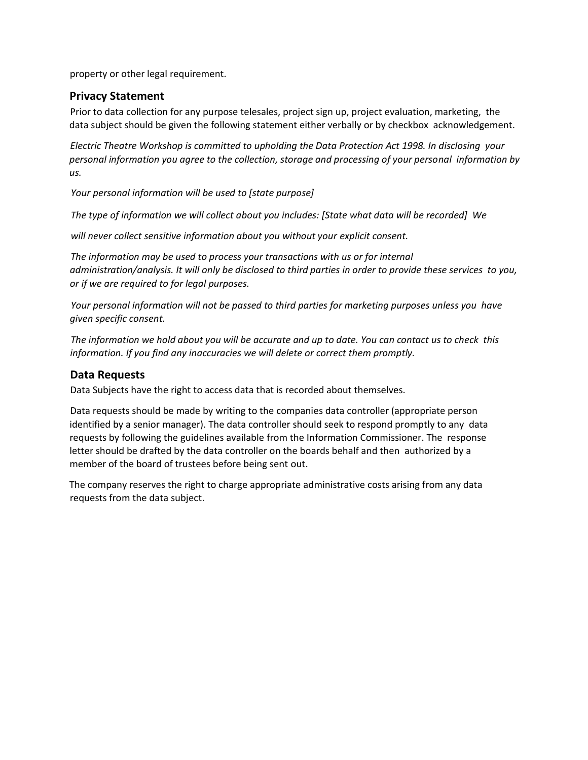property or other legal requirement.

## Privacy Statement

Prior to data collection for any purpose telesales, project sign up, project evaluation, marketing, the data subject should be given the following statement either verbally or by checkbox acknowledgement.

*Electric Theatre Workshop is committed to upholding the Data Protection Act 1998. In disclosing your personal information you agree to the collection, storage and processing of your personal information by us.*

*Your personal information will be used to [state purpose]*

*The type of information we will collect about you includes: [State what data will be recorded] We*

*will never collect sensitive information about you without your explicit consent.*

*The information may be used to process your transactions with us or for internal administration/analysis. It will only be disclosed to third parties in order to provide these services to you, or if we are required to for legal purposes.*

*Your personal information will not be passed to third parties for marketing purposes unless you have given specific consent.*

*The information we hold about you will be accurate and up to date. You can contact us to check this information. If you find any inaccuracies we will delete or correct them promptly.*

## Data Requests

Data Subjects have the right to access data that is recorded about themselves.

Data requests should be made by writing to the companies data controller (appropriate person identified by a senior manager). The data controller should seek to respond promptly to any data requests by following the guidelines available from the Information Commissioner. The response letter should be drafted by the data controller on the boards behalf and then authorized by a member of the board of trustees before being sent out.

The company reserves the right to charge appropriate administrative costs arising from any data requests from the data subject.